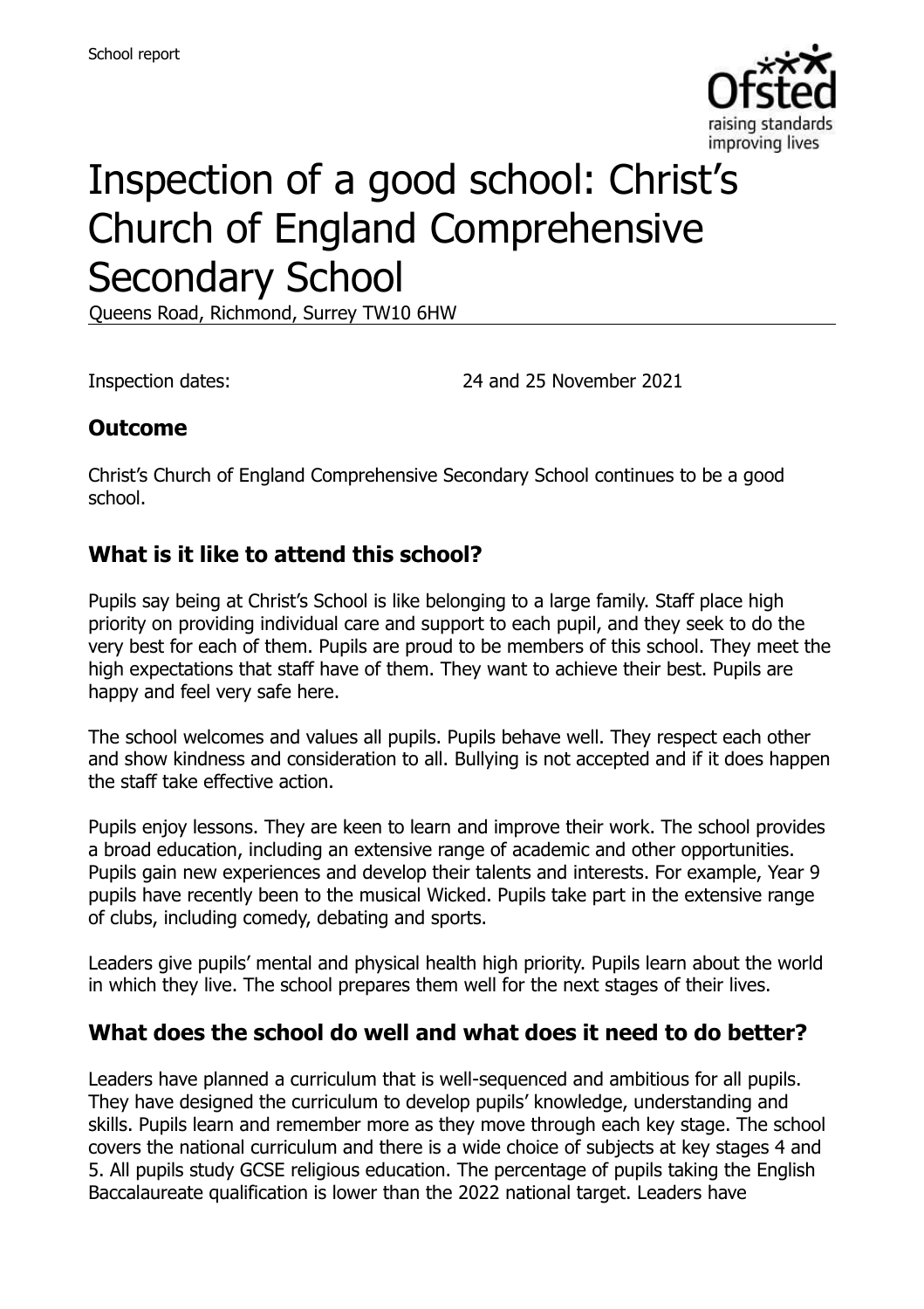School report

# Inspection of a good school: Christ's Church of England Comprehensive Secondary School

Queens Road, Richmond, Surrey TW10 6HW

Inspection dates: 24 and 25 November 2021

## Outcome

Christ's Church of England Comprehensive Secondary School continues to be a good school.

## What is it like to attend this school?

Pupils say being at Christ's School is like belonging to a large family. Staff place high priority on providing individual care and support to each pupil, and they seek to do the very best for each of them. Pupils are proud to be members of this school. They meet the high expectations that staff have of them. They want to achieve their best. Pupils are happy and feel very safe here.

The school welcomes and values all pupils. Pupils behave well. They respect each other and show kindness and consideration to all. Bullying is not accepted and if it does happen the staff take effective action.

Pupils enjoy lessons. They are keen to learn and improve their work. The school provides a broad education, including an extensive range of academic and other opportunities. Pupils gain new experiences and develop their talents and interests. For example, Year 9 pupils have recently been to the musical Wicked. Pupils take part in the extensive range of clubs, including comedy, debating and sports.

Leaders give pupils' mental and physical health high priority. Pupils learn about the world in which they live. The school prepares them well for the next stages of their lives.

## What does the school do well and what does it need to do better?

Leaders have planned a curriculum that is well-sequenced and ambitious for all pupils. They have designed the curriculum to develop pupils' knowledge, understanding and skills. Pupils learn and remember more as they move through each key stage. The school covers the national curriculum and there is a wide choice of subjects at key stages 4 and 5. All pupils study GCSE religious education. The percentage of pupils taking the English Baccalaureate qualification is lower than the 2022 national target. Leaders have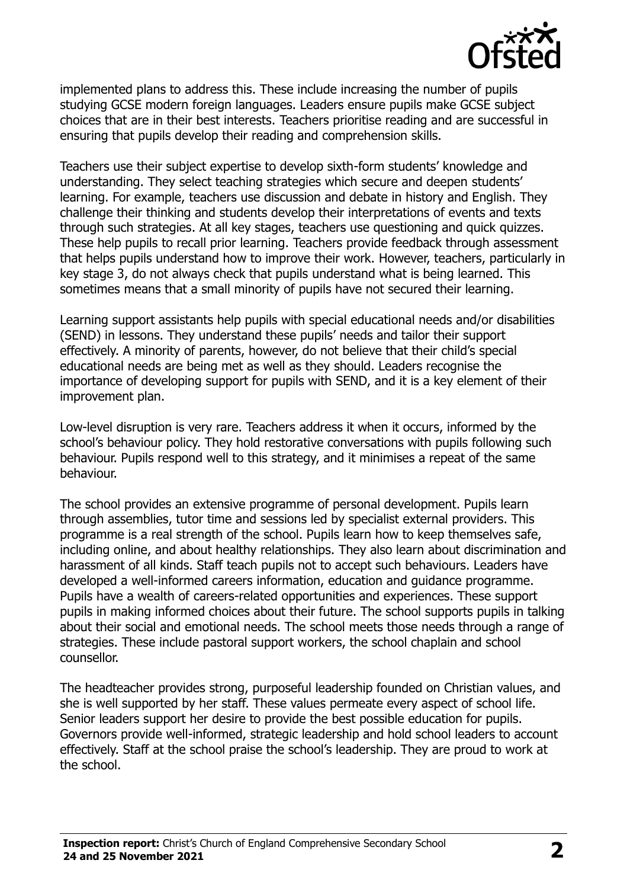implemented plans to address this. These include increasing the number of pupils studying GCSE modern foreign languages. Leaders ensure pupils make GCSE subject choices that are in their best interests. Teachers prioritise reading and are successful in ensuring that pupils develop their reading and comprehension skills.

Teachers use their subject expertise to develop sixth-form students' knowledge and understanding. They select teaching strategies which secure and deepen students' learning. For example, teachers use discussion and debate in history and English. They challenge their thinking and students develop their interpretations of events and texts through such strategies. At all key stages, teachers use questioning and quick quizzes. These help pupils to recall prior learning. Teachers provide feedback through assessment that helps pupils understand how to improve their work. However, teachers, particularly in key stage 3, do not always check that pupils understand what is being learned. This sometimes means that a small minority of pupils have not secured their learning.

Learning support assistants help pupils with special educational needs and/or disabilities (SEND) in lessons. They understand these pupils' needs and tailor their support effectively. A minority of parents, however, do not believe that their child's special educational needs are being met as well as they should. Leaders recognise the importance of developing support for pupils with SEND, and it is a key element of their improvement plan.

Low-level disruption is very rare. Teachers address it when it occurs, informed by the school's behaviour policy. They hold restorative conversations with pupils following such behaviour. Pupils respond well to this strategy, and it minimises a repeat of the same behaviour.

The school provides an extensive programme of personal development. Pupils learn through assemblies, tutor time and sessions led by specialist external providers. This programme is a real strength of the school. Pupils learn how to keep themselves safe, including online, and about healthy relationships. They also learn about discrimination and harassment of all kinds. Staff teach pupils not to accept such behaviours. Leaders have developed a well-informed careers information, education and guidance programme. Pupils have a wealth of careers-related opportunities and experiences. These support pupils in making informed choices about their future. The school supports pupils in talking about their social and emotional needs. The school meets those needs through a range of strategies. These include pastoral support workers, the school chaplain and school counsellor.

The headteacher provides strong, purposeful leadership founded on Christian values, and she is well supported by her staff. These values permeate every aspect of school life. Senior leaders support her desire to provide the best possible education for pupils. Governors provide well-informed, strategic leadership and hold school leaders to account effectively. Staff at the school praise the school's leadership. They are proud to work at the school.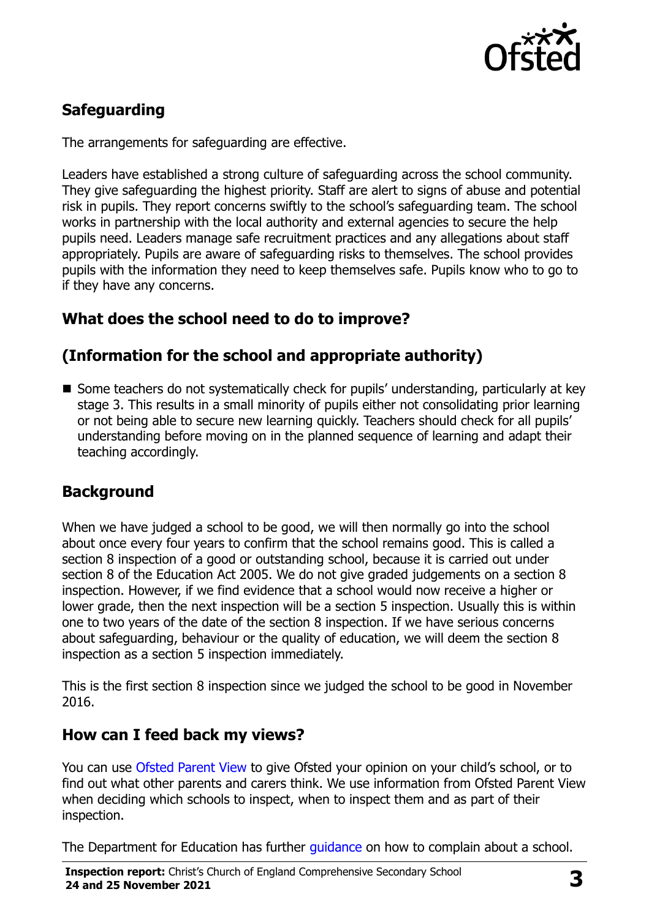## Safeguarding

The arrangements for safeguarding are effective.

Leaders have established a strong culture of safeguarding across the school community. They give safeguarding the highest priority. Staff are alert to signs of abuse and potential risk in pupils. They report concerns swiftly to the school's safeguarding team. The school works in partnership with the local authority and external agencies to secure the help pupils need. Leaders manage safe recruitment practices and any allegations about staff appropriately. Pupils are aware of safeguarding risks to themselves. The school provides pupils with the information they need to keep themselves safe. Pupils know who to go to if they have any concerns.

## What does the school need to do to improve?

## (Information for the school and appropriate authority)

- Some teachers do not systematically check for pupils' understanding, particularly at key stage 3. This results in a small minority of pupils either not consolidating prior learning or not being able to secure new learning quickly. Teachers should check for all pupils' understanding before moving on in the planned sequence of learning and adapt their teaching accordingly.

## Background

When we have judged a school to be good, we will then normally go into the school about once every four years to confirm that the school remains good. This is called a section 8 inspection of a good or outstanding school, because it is carried out under section 8 of the Education Act 2005. We do not give graded judgements on a section 8 inspection. However, if we find evidence that a school would now receive a higher or lower grade, then the next inspection will be a section 5 inspection. Usually this is within one to two years of the date of the section 8 inspection. If we have serious concerns about safeguarding, behaviour or the quality of education, we will deem the section 8 inspection as a section 5 inspection immediately.

This is the first section 8 inspection since we judged the school to be good in November 2016.

## How can I feed back my views?

You can use Ofsted Parent View to give Ofsted your opinion on your child's school, or to find out what other parents and carers think. We use information from Ofsted Parent View when deciding which schools to inspect, when to inspect them and as part of their inspection.

The Department for Education has further guidance on how to complain about a school.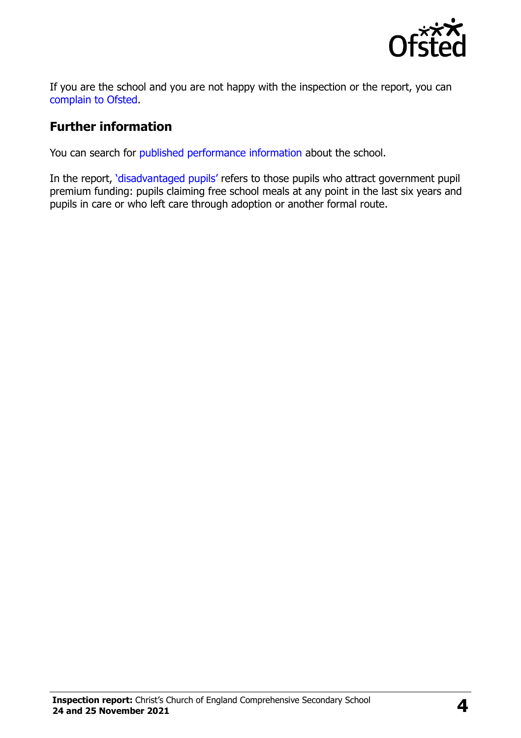If you are the school and you are not happy with the inspection or the report, you can complain to Ofsted.

## Further information

You can search for published performance information about the school.

In the report, 'disadvantaged pupils' refers to those pupils who attract government pupil premium funding: pupils claiming free school meals at any point in the last six years and pupils in care or who left care through adoption or another formal route.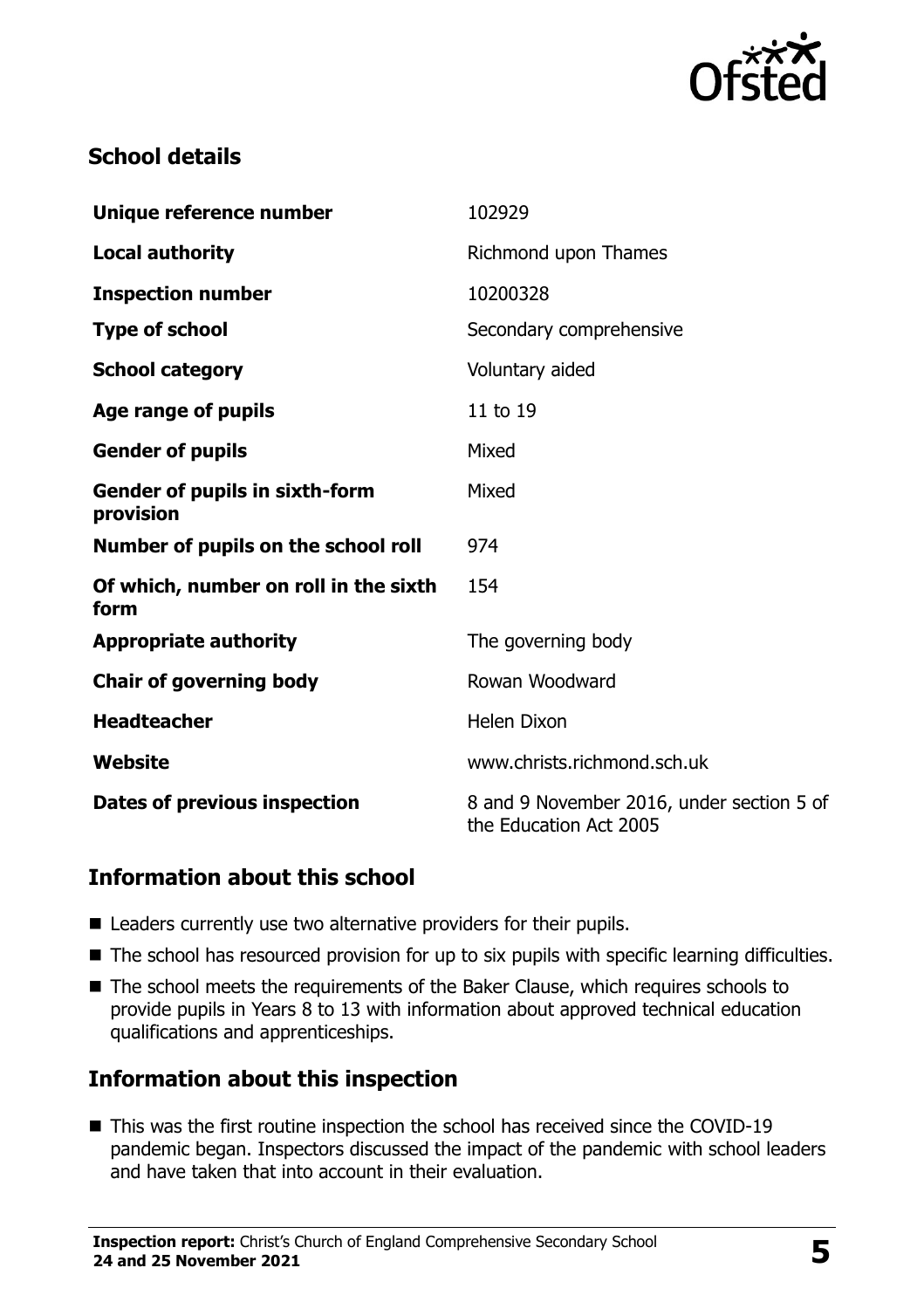## School details

| | |
|---|---|
| **Unique reference number** | 102929 |
| **Local authority** | Richmond upon Thames |
| **Inspection number** | 10200328 |
| **Type of school** | Secondary comprehensive |
| **School category** | Voluntary aided |
| **Age range of pupils** | 11 to 19 |
| **Gender of pupils** | Mixed |
| **Gender of pupils in sixth-form provision** | Mixed |
| **Number of pupils on the school roll** | 974 |
| **Of which, number on roll in the sixth form** | 154 |
| **Appropriate authority** | The governing body |
| **Chair of governing body** | Rowan Woodward |
| **Headteacher** | Helen Dixon |
| **Website** | www.christs.richmond.sch.uk |
| **Dates of previous inspection** | 8 and 9 November 2016, under section 5 of the Education Act 2005 |

## Information about this school

- Leaders currently use two alternative providers for their pupils.
- The school has resourced provision for up to six pupils with specific learning difficulties.
- The school meets the requirements of the Baker Clause, which requires schools to provide pupils in Years 8 to 13 with information about approved technical education qualifications and apprenticeships.

## Information about this inspection

- This was the first routine inspection the school has received since the COVID-19 pandemic began. Inspectors discussed the impact of the pandemic with school leaders and have taken that into account in their evaluation.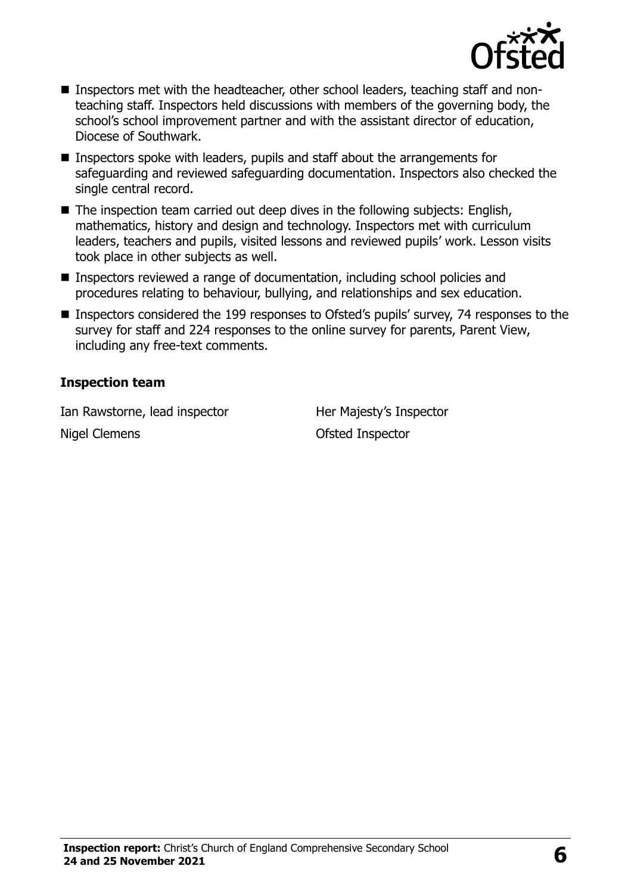- Inspectors met with the headteacher, other school leaders, teaching staff and non-teaching staff. Inspectors held discussions with members of the governing body, the school's school improvement partner and with the assistant director of education, Diocese of Southwark.
- Inspectors spoke with leaders, pupils and staff about the arrangements for safeguarding and reviewed safeguarding documentation. Inspectors also checked the single central record.
- The inspection team carried out deep dives in the following subjects: English, mathematics, history and design and technology. Inspectors met with curriculum leaders, teachers and pupils, visited lessons and reviewed pupils' work. Lesson visits took place in other subjects as well.
- Inspectors reviewed a range of documentation, including school policies and procedures relating to behaviour, bullying, and relationships and sex education.
- Inspectors considered the 199 responses to Ofsted's pupils' survey, 74 responses to the survey for staff and 224 responses to the online survey for parents, Parent View, including any free-text comments.

### Inspection team

| | |
|---|---|
| Ian Rawstorne, lead inspector | Her Majesty's Inspector |
| Nigel Clemens | Ofsted Inspector |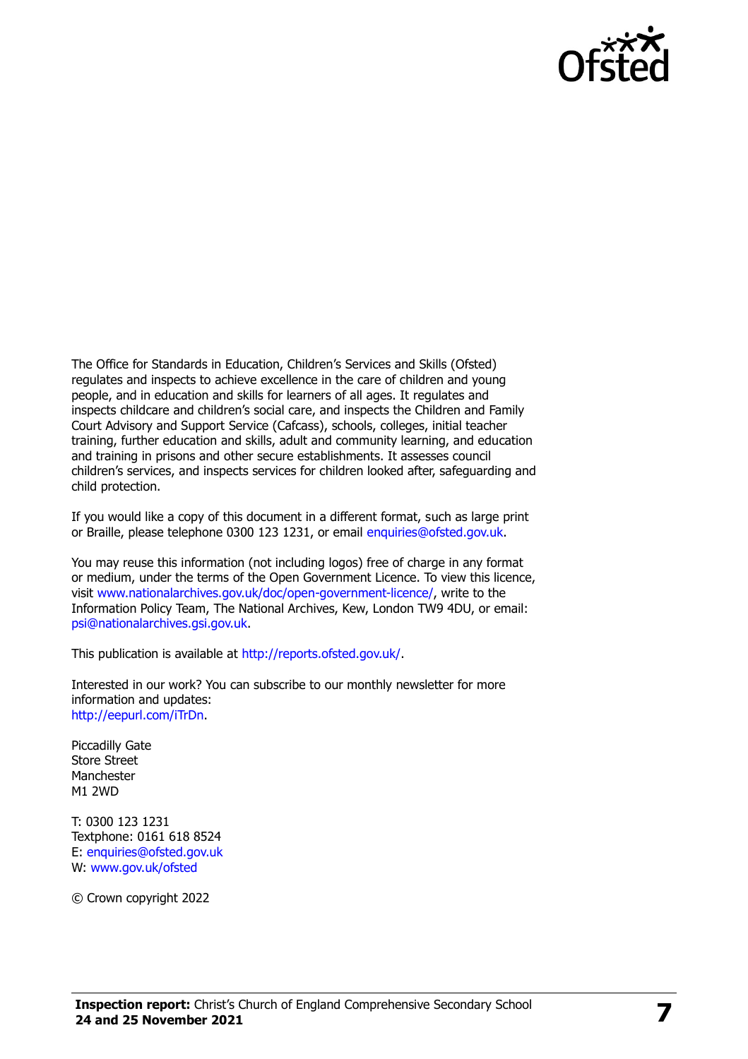The Office for Standards in Education, Children's Services and Skills (Ofsted) regulates and inspects to achieve excellence in the care of children and young people, and in education and skills for learners of all ages. It regulates and inspects childcare and children's social care, and inspects the Children and Family Court Advisory and Support Service (Cafcass), schools, colleges, initial teacher training, further education and skills, adult and community learning, and education and training in prisons and other secure establishments. It assesses council children's services, and inspects services for children looked after, safeguarding and child protection.

If you would like a copy of this document in a different format, such as large print or Braille, please telephone 0300 123 1231, or email enquiries@ofsted.gov.uk.

You may reuse this information (not including logos) free of charge in any format or medium, under the terms of the Open Government Licence. To view this licence, visit www.nationalarchives.gov.uk/doc/open-government-licence/, write to the Information Policy Team, The National Archives, Kew, London TW9 4DU, or email: psi@nationalarchives.gsi.gov.uk.

This publication is available at http://reports.ofsted.gov.uk/.

Interested in our work? You can subscribe to our monthly newsletter for more information and updates:
http://eepurl.com/iTrDn.

Piccadilly Gate
Store Street
Manchester
M1 2WD

T: 0300 123 1231
Textphone: 0161 618 8524
E: enquiries@ofsted.gov.uk
W: www.gov.uk/ofsted

© Crown copyright 2022